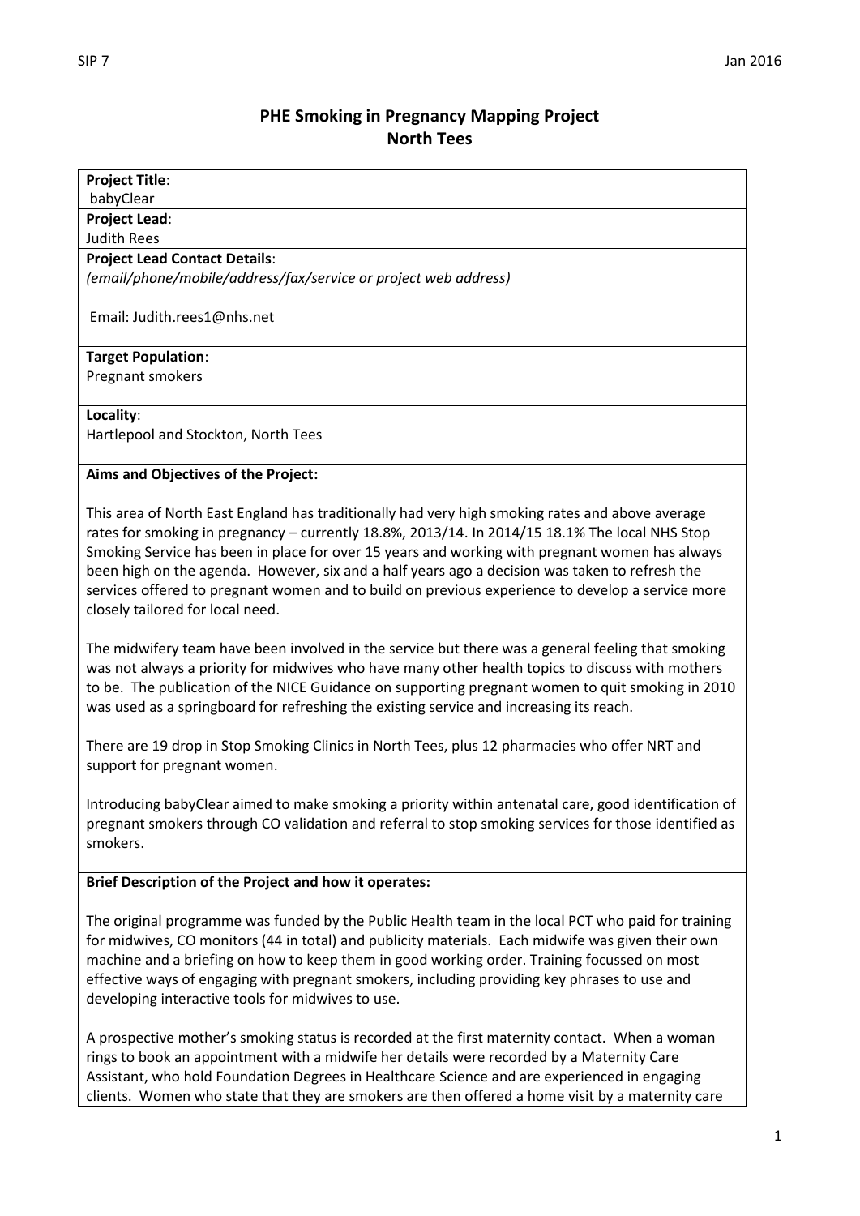# PHE Smoking in Pregnancy Mapping Project
## North Tees

**Project Title**:
babyClear

**Project Lead**:
Judith Rees

**Project Lead Contact Details**:
*(email/phone/mobile/address/fax/service or project web address)*

Email: Judith.rees1@nhs.net

**Target Population**:
Pregnant smokers

**Locality**:
Hartlepool and Stockton, North Tees

**Aims and Objectives of the Project:**

This area of North East England has traditionally had very high smoking rates and above average rates for smoking in pregnancy – currently 18.8%, 2013/14. In 2014/15 18.1% The local NHS Stop Smoking Service has been in place for over 15 years and working with pregnant women has always been high on the agenda. However, six and a half years ago a decision was taken to refresh the services offered to pregnant women and to build on previous experience to develop a service more closely tailored for local need.

The midwifery team have been involved in the service but there was a general feeling that smoking was not always a priority for midwives who have many other health topics to discuss with mothers to be. The publication of the NICE Guidance on supporting pregnant women to quit smoking in 2010 was used as a springboard for refreshing the existing service and increasing its reach.

There are 19 drop in Stop Smoking Clinics in North Tees, plus 12 pharmacies who offer NRT and support for pregnant women.

Introducing babyClear aimed to make smoking a priority within antenatal care, good identification of pregnant smokers through CO validation and referral to stop smoking services for those identified as smokers.

**Brief Description of the Project and how it operates:**

The original programme was funded by the Public Health team in the local PCT who paid for training for midwives, CO monitors (44 in total) and publicity materials. Each midwife was given their own machine and a briefing on how to keep them in good working order. Training focussed on most effective ways of engaging with pregnant smokers, including providing key phrases to use and developing interactive tools for midwives to use.

A prospective mother's smoking status is recorded at the first maternity contact. When a woman rings to book an appointment with a midwife her details were recorded by a Maternity Care Assistant, who hold Foundation Degrees in Healthcare Science and are experienced in engaging clients. Women who state that they are smokers are then offered a home visit by a maternity care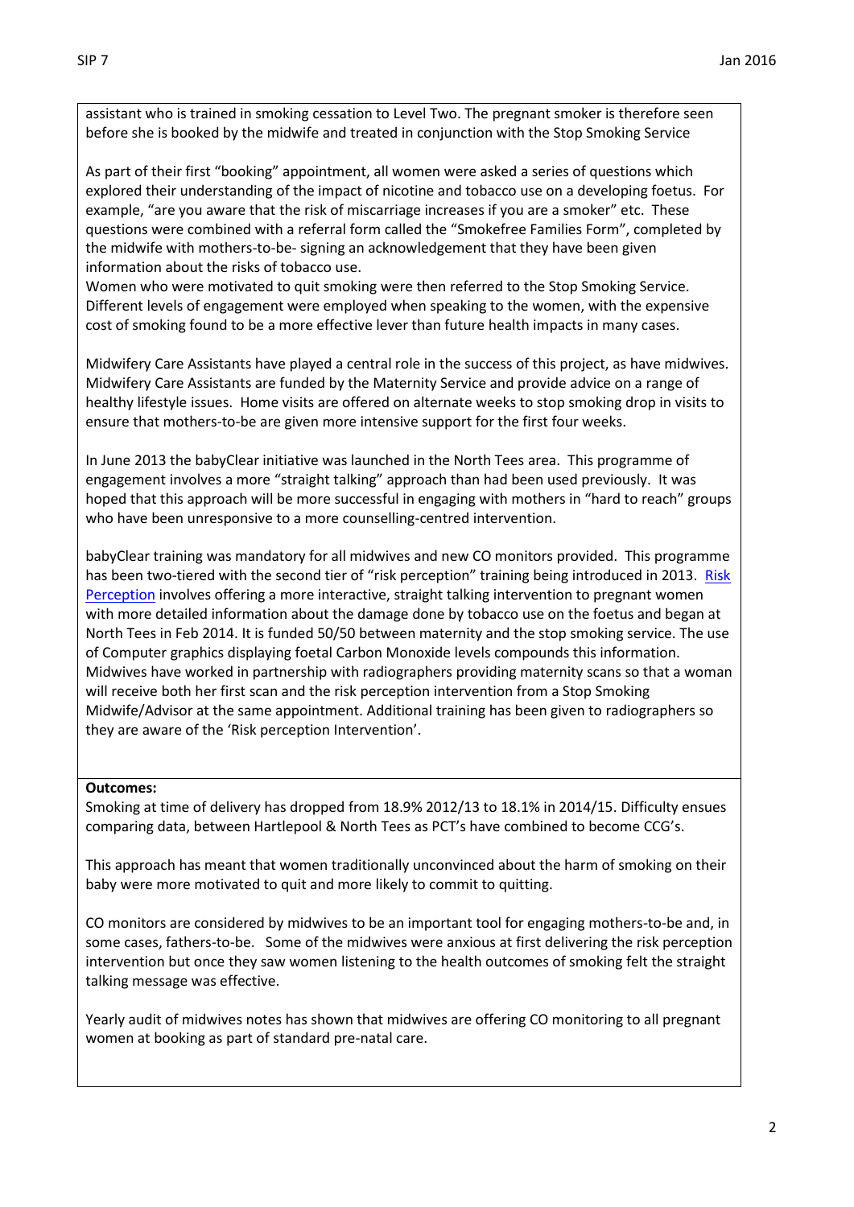assistant who is trained in smoking cessation to Level Two. The pregnant smoker is therefore seen before she is booked by the midwife and treated in conjunction with the Stop Smoking Service

As part of their first "booking" appointment, all women were asked a series of questions which explored their understanding of the impact of nicotine and tobacco use on a developing foetus. For example, "are you aware that the risk of miscarriage increases if you are a smoker" etc. These questions were combined with a referral form called the "Smokefree Families Form", completed by the midwife with mothers-to-be- signing an acknowledgement that they have been given information about the risks of tobacco use.
Women who were motivated to quit smoking were then referred to the Stop Smoking Service. Different levels of engagement were employed when speaking to the women, with the expensive cost of smoking found to be a more effective lever than future health impacts in many cases.

Midwifery Care Assistants have played a central role in the success of this project, as have midwives. Midwifery Care Assistants are funded by the Maternity Service and provide advice on a range of healthy lifestyle issues. Home visits are offered on alternate weeks to stop smoking drop in visits to ensure that mothers-to-be are given more intensive support for the first four weeks.

In June 2013 the babyClear initiative was launched in the North Tees area. This programme of engagement involves a more "straight talking" approach than had been used previously. It was hoped that this approach will be more successful in engaging with mothers in "hard to reach" groups who have been unresponsive to a more counselling-centred intervention.

babyClear training was mandatory for all midwives and new CO monitors provided. This programme has been two-tiered with the second tier of "risk perception" training being introduced in 2013. Risk Perception involves offering a more interactive, straight talking intervention to pregnant women with more detailed information about the damage done by tobacco use on the foetus and began at North Tees in Feb 2014. It is funded 50/50 between maternity and the stop smoking service. The use of Computer graphics displaying foetal Carbon Monoxide levels compounds this information. Midwives have worked in partnership with radiographers providing maternity scans so that a woman will receive both her first scan and the risk perception intervention from a Stop Smoking Midwife/Advisor at the same appointment. Additional training has been given to radiographers so they are aware of the 'Risk perception Intervention'.

**Outcomes:**
Smoking at time of delivery has dropped from 18.9% 2012/13 to 18.1% in 2014/15. Difficulty ensues comparing data, between Hartlepool & North Tees as PCT's have combined to become CCG's.

This approach has meant that women traditionally unconvinced about the harm of smoking on their baby were more motivated to quit and more likely to commit to quitting.

CO monitors are considered by midwives to be an important tool for engaging mothers-to-be and, in some cases, fathers-to-be. Some of the midwives were anxious at first delivering the risk perception intervention but once they saw women listening to the health outcomes of smoking felt the straight talking message was effective.

Yearly audit of midwives notes has shown that midwives are offering CO monitoring to all pregnant women at booking as part of standard pre-natal care.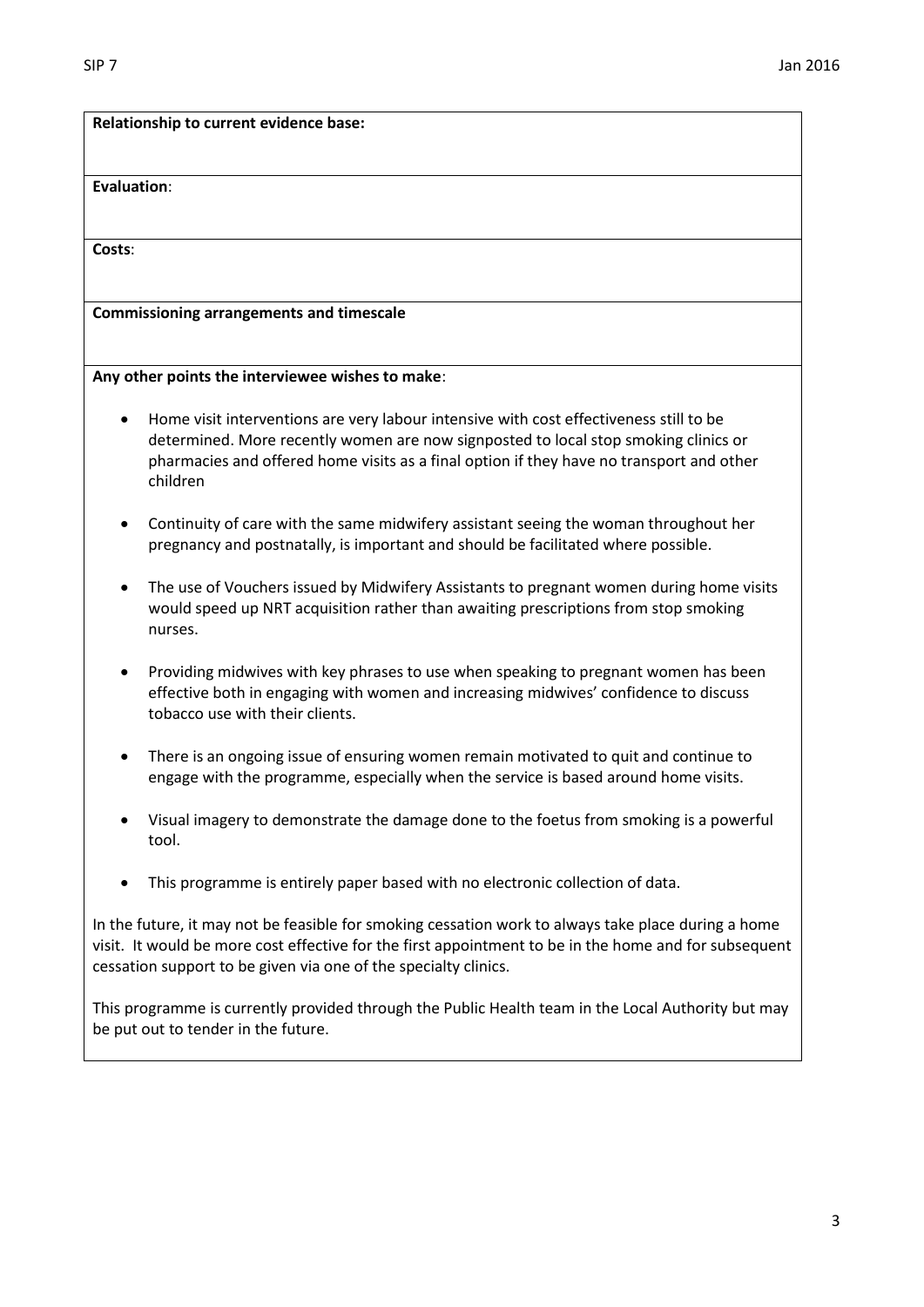**Relationship to current evidence base:**

**Evaluation**:

**Costs**:

**Commissioning arrangements and timescale**

**Any other points the interviewee wishes to make**:

- Home visit interventions are very labour intensive with cost effectiveness still to be determined. More recently women are now signposted to local stop smoking clinics or pharmacies and offered home visits as a final option if they have no transport and other children
- Continuity of care with the same midwifery assistant seeing the woman throughout her pregnancy and postnatally, is important and should be facilitated where possible.
- The use of Vouchers issued by Midwifery Assistants to pregnant women during home visits would speed up NRT acquisition rather than awaiting prescriptions from stop smoking nurses.
- Providing midwives with key phrases to use when speaking to pregnant women has been effective both in engaging with women and increasing midwives' confidence to discuss tobacco use with their clients.
- There is an ongoing issue of ensuring women remain motivated to quit and continue to engage with the programme, especially when the service is based around home visits.
- Visual imagery to demonstrate the damage done to the foetus from smoking is a powerful tool.
- This programme is entirely paper based with no electronic collection of data.

In the future, it may not be feasible for smoking cessation work to always take place during a home visit. It would be more cost effective for the first appointment to be in the home and for subsequent cessation support to be given via one of the specialty clinics.

This programme is currently provided through the Public Health team in the Local Authority but may be put out to tender in the future.